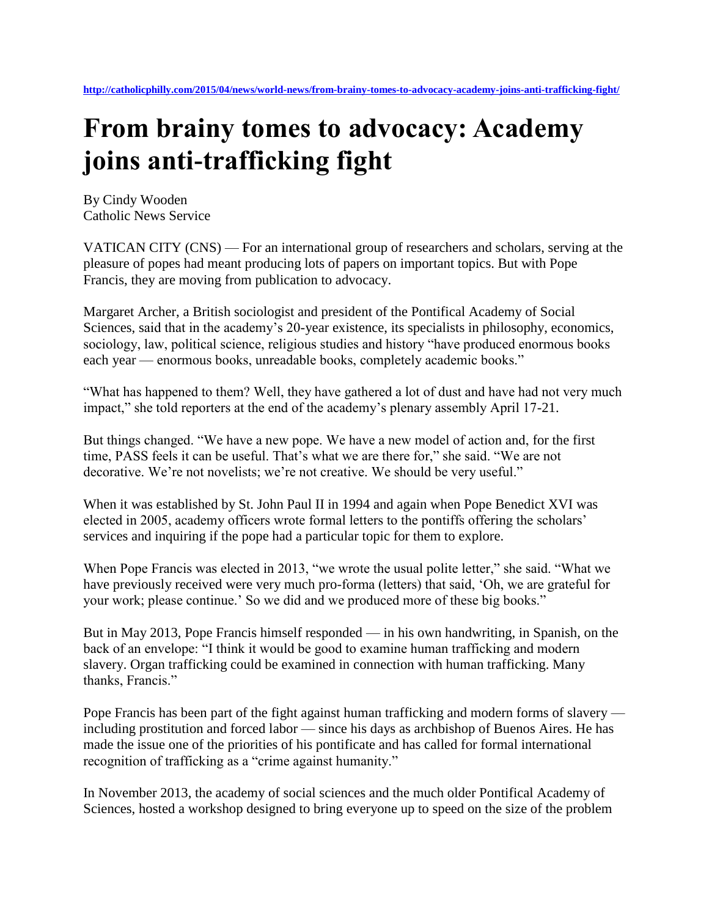http://catholicphilly.com/2015/04/news/world-news/from-brainy-tomes-to-advocacy-academy-joins-anti-trafficking-fight/

# From brainy tomes to advocacy: Academy joins anti-trafficking fight

By Cindy Wooden
Catholic News Service

VATICAN CITY (CNS) — For an international group of researchers and scholars, serving at the pleasure of popes had meant producing lots of papers on important topics. But with Pope Francis, they are moving from publication to advocacy.

Margaret Archer, a British sociologist and president of the Pontifical Academy of Social Sciences, said that in the academy's 20-year existence, its specialists in philosophy, economics, sociology, law, political science, religious studies and history "have produced enormous books each year — enormous books, unreadable books, completely academic books."

"What has happened to them? Well, they have gathered a lot of dust and have had not very much impact," she told reporters at the end of the academy's plenary assembly April 17-21.

But things changed. "We have a new pope. We have a new model of action and, for the first time, PASS feels it can be useful. That's what we are there for," she said. "We are not decorative. We're not novelists; we're not creative. We should be very useful."

When it was established by St. John Paul II in 1994 and again when Pope Benedict XVI was elected in 2005, academy officers wrote formal letters to the pontiffs offering the scholars' services and inquiring if the pope had a particular topic for them to explore.

When Pope Francis was elected in 2013, "we wrote the usual polite letter," she said. "What we have previously received were very much pro-forma (letters) that said, 'Oh, we are grateful for your work; please continue.' So we did and we produced more of these big books."

But in May 2013, Pope Francis himself responded — in his own handwriting, in Spanish, on the back of an envelope: "I think it would be good to examine human trafficking and modern slavery. Organ trafficking could be examined in connection with human trafficking. Many thanks, Francis."

Pope Francis has been part of the fight against human trafficking and modern forms of slavery — including prostitution and forced labor — since his days as archbishop of Buenos Aires. He has made the issue one of the priorities of his pontificate and has called for formal international recognition of trafficking as a "crime against humanity."

In November 2013, the academy of social sciences and the much older Pontifical Academy of Sciences, hosted a workshop designed to bring everyone up to speed on the size of the problem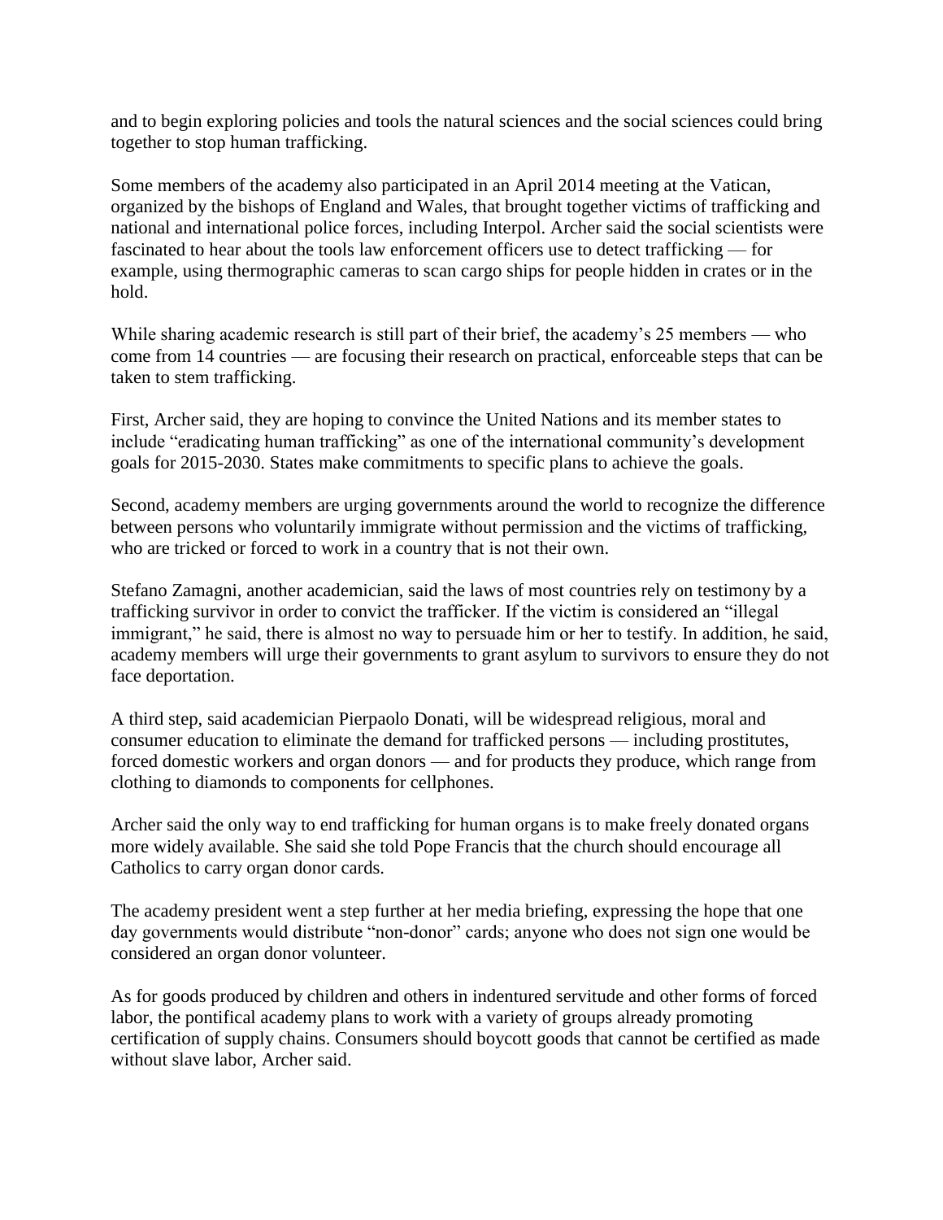and to begin exploring policies and tools the natural sciences and the social sciences could bring together to stop human trafficking.

Some members of the academy also participated in an April 2014 meeting at the Vatican, organized by the bishops of England and Wales, that brought together victims of trafficking and national and international police forces, including Interpol. Archer said the social scientists were fascinated to hear about the tools law enforcement officers use to detect trafficking — for example, using thermographic cameras to scan cargo ships for people hidden in crates or in the hold.

While sharing academic research is still part of their brief, the academy's 25 members — who come from 14 countries — are focusing their research on practical, enforceable steps that can be taken to stem trafficking.

First, Archer said, they are hoping to convince the United Nations and its member states to include "eradicating human trafficking" as one of the international community's development goals for 2015-2030. States make commitments to specific plans to achieve the goals.

Second, academy members are urging governments around the world to recognize the difference between persons who voluntarily immigrate without permission and the victims of trafficking, who are tricked or forced to work in a country that is not their own.

Stefano Zamagni, another academician, said the laws of most countries rely on testimony by a trafficking survivor in order to convict the trafficker. If the victim is considered an "illegal immigrant," he said, there is almost no way to persuade him or her to testify. In addition, he said, academy members will urge their governments to grant asylum to survivors to ensure they do not face deportation.

A third step, said academician Pierpaolo Donati, will be widespread religious, moral and consumer education to eliminate the demand for trafficked persons — including prostitutes, forced domestic workers and organ donors — and for products they produce, which range from clothing to diamonds to components for cellphones.

Archer said the only way to end trafficking for human organs is to make freely donated organs more widely available. She said she told Pope Francis that the church should encourage all Catholics to carry organ donor cards.

The academy president went a step further at her media briefing, expressing the hope that one day governments would distribute "non-donor" cards; anyone who does not sign one would be considered an organ donor volunteer.

As for goods produced by children and others in indentured servitude and other forms of forced labor, the pontifical academy plans to work with a variety of groups already promoting certification of supply chains. Consumers should boycott goods that cannot be certified as made without slave labor, Archer said.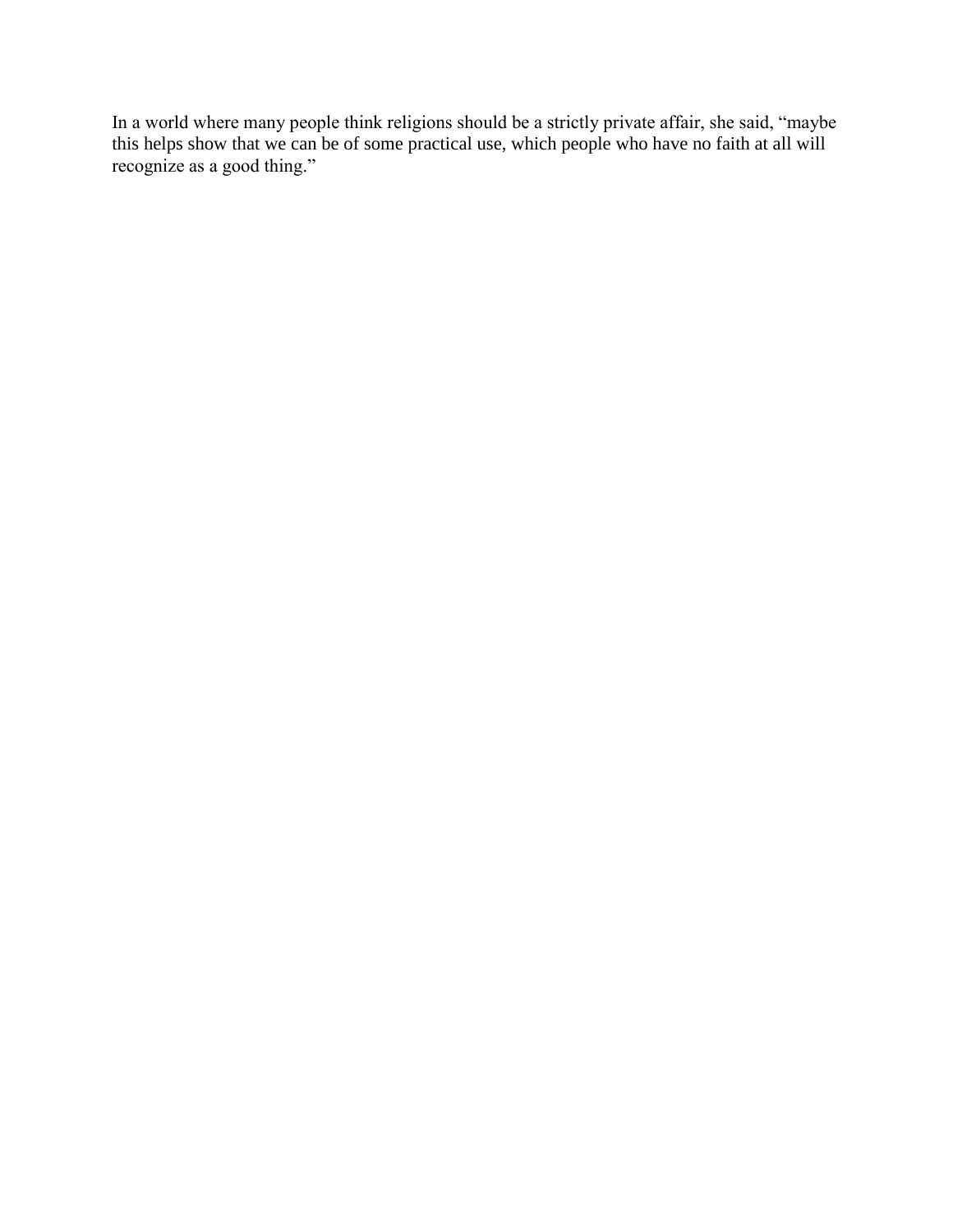In a world where many people think religions should be a strictly private affair, she said, "maybe this helps show that we can be of some practical use, which people who have no faith at all will recognize as a good thing."